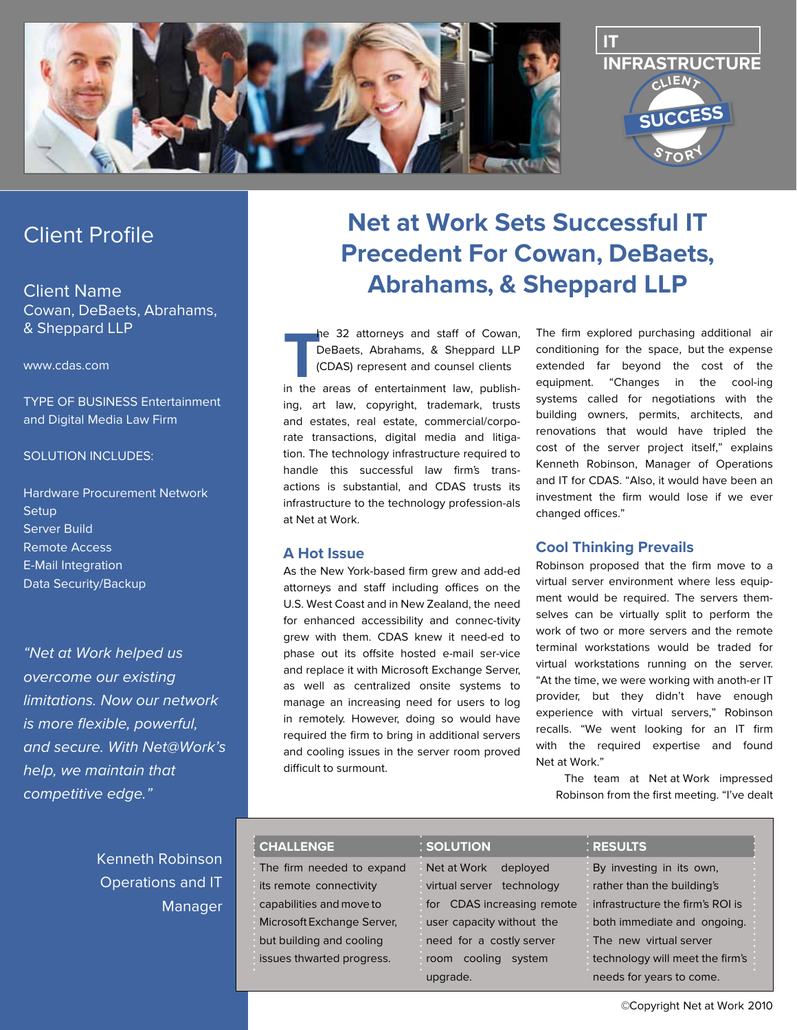IT INFRASTRUCTURE

CLIENT SUCCESS STORY

## Client Profile

**Client Name**
Cowan, DeBaets, Abrahams, & Sheppard LLP

www.cdas.com

TYPE OF BUSINESS Entertainment and Digital Media Law Firm

SOLUTION INCLUDES:

- Hardware Procurement Network Setup
- Server Build
- Remote Access
- E-Mail Integration
- Data Security/Backup

*"Net at Work helped us overcome our existing limitations. Now our network is more flexible, powerful, and secure. With Net@Work's help, we maintain that competitive edge."*

Kenneth Robinson
Operations and IT Manager

# Net at Work Sets Successful IT Precedent For Cowan, DeBaets, Abrahams, & Sheppard LLP

The 32 attorneys and staff of Cowan, DeBaets, Abrahams, & Sheppard LLP (CDAS) represent and counsel clients in the areas of entertainment law, publishing, art law, copyright, trademark, trusts and estates, real estate, commercial/corporate transactions, digital media and litigation. The technology infrastructure required to handle this successful law firm's transactions is substantial, and CDAS trusts its infrastructure to the technology professionals at Net at Work.

### A Hot Issue

As the New York-based firm grew and added attorneys and staff including offices on the U.S. West Coast and in New Zealand, the need for enhanced accessibility and connectivity grew with them. CDAS knew it needed to phase out its offsite hosted e-mail service and replace it with Microsoft Exchange Server, as well as centralized onsite systems to manage an increasing need for users to log in remotely. However, doing so would have required the firm to bring in additional servers and cooling issues in the server room proved difficult to surmount.

The firm explored purchasing additional air conditioning for the space, but the expense extended far beyond the cost of the equipment. "Changes in the cooling systems called for negotiations with the building owners, permits, architects, and renovations that would have tripled the cost of the server project itself," explains Kenneth Robinson, Manager of Operations and IT for CDAS. "Also, it would have been an investment the firm would lose if we ever changed offices."

### Cool Thinking Prevails

Robinson proposed that the firm move to a virtual server environment where less equipment would be required. The servers themselves can be virtually split to perform the work of two or more servers and the remote terminal workstations would be traded for virtual workstations running on the server. "At the time, we were working with another IT provider, but they didn't have enough experience with virtual servers," Robinson recalls. "We went looking for an IT firm with the required expertise and found Net at Work."

The team at Net at Work impressed Robinson from the first meeting. "I've dealt

| CHALLENGE | SOLUTION | RESULTS |
|---|---|---|
| The firm needed to expand its remote connectivity capabilities and move to Microsoft Exchange Server, but building and cooling issues thwarted progress. | Net at Work deployed virtual server technology for CDAS increasing remote user capacity without the need for a costly server room cooling system upgrade. | By investing in its own, rather than the building's infrastructure the firm's ROI is both immediate and ongoing. The new virtual server technology will meet the firm's needs for years to come. |

©Copyright Net at Work 2010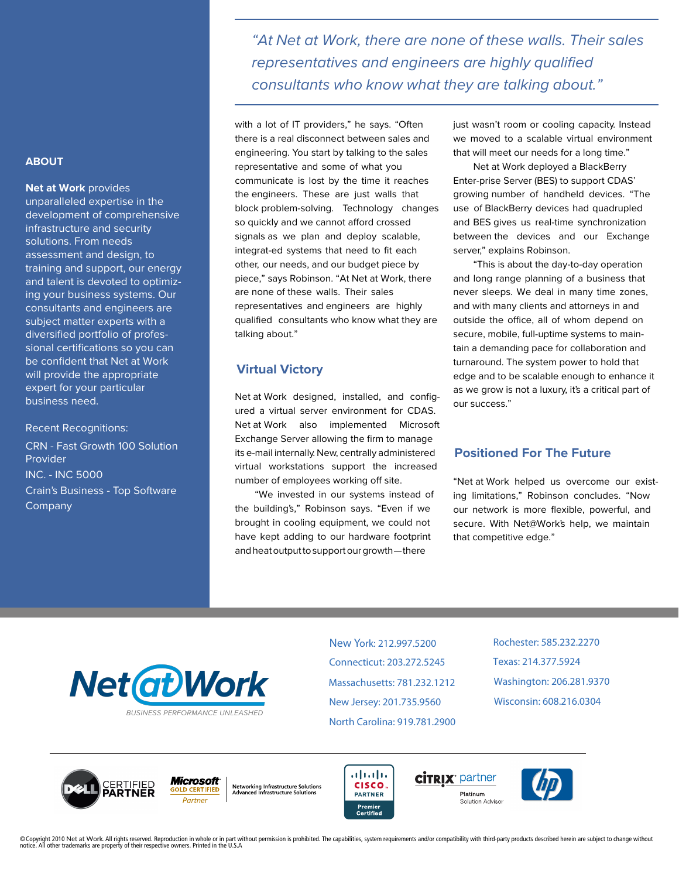*"At Net at Work, there are none of these walls. Their sales representatives and engineers are highly qualified consultants who know what they are talking about."*

with a lot of IT providers," he says. "Often there is a real disconnect between sales and engineering. You start by talking to the sales representative and some of what you communicate is lost by the time it reaches the engineers. These are just walls that block problem-solving. Technology changes so quickly and we cannot afford crossed signals as we plan and deploy scalable, integrat-ed systems that need to fit each other, our needs, and our budget piece by piece," says Robinson. "At Net at Work, there are none of these walls. Their sales representatives and engineers are highly qualified consultants who know what they are talking about."

## Virtual Victory

Net at Work designed, installed, and config-ured a virtual server environment for CDAS. Net at Work also implemented Microsoft Exchange Server allowing the firm to manage its e-mail internally. New, centrally administered virtual workstations support the increased number of employees working off site.

"We invested in our systems instead of the building's," Robinson says. "Even if we brought in cooling equipment, we could not have kept adding to our hardware footprint and heat output to support our growth—there just wasn't room or cooling capacity. Instead we moved to a scalable virtual environment that will meet our needs for a long time."

Net at Work deployed a BlackBerry Enter-prise Server (BES) to support CDAS' growing number of handheld devices. "The use of BlackBerry devices had quadrupled and BES gives us real-time synchronization between the devices and our Exchange server," explains Robinson.

"This is about the day-to-day operation and long range planning of a business that never sleeps. We deal in many time zones, and with many clients and attorneys in and outside the office, all of whom depend on secure, mobile, full-uptime systems to main-tain a demanding pace for collaboration and turnaround. The system power to hold that edge and to be scalable enough to enhance it as we grow is not a luxury, it's a critical part of our success."

## Positioned For The Future

"Net at Work helped us overcome our exist-ing limitations," Robinson concludes. "Now our network is more flexible, powerful, and secure. With Net@Work's help, we maintain that competitive edge."

### ABOUT

**Net at Work** provides unparalleled expertise in the development of comprehensive infrastructure and security solutions. From needs assessment and design, to training and support, our energy and talent is devoted to optimiz-ing your business systems. Our consultants and engineers are subject matter experts with a diversified portfolio of profes-sional certifications so you can be confident that Net at Work will provide the appropriate expert for your particular business need.

Recent Recognitions:

CRN - Fast Growth 100 Solution Provider

INC. - INC 5000

Crain's Business - Top Software Company

Net@Work
BUSINESS PERFORMANCE UNLEASHED

New York: 212.997.5200
Connecticut: 203.272.5245
Massachusetts: 781.232.1212
New Jersey: 201.735.9560
North Carolina: 919.781.2900
Rochester: 585.232.2270
Texas: 214.377.5924
Washington: 206.281.9370
Wisconsin: 608.216.0304

DELL CERTIFIED PARTNER | Microsoft GOLD CERTIFIED Partner — Networking Infrastructure Solutions, Advanced Infrastructure Solutions | CISCO PARTNER Premier Certified | CITRIX partner Platinum Solution Advisor | hp

©Copyright 2010 Net at Work. All rights reserved. Reproduction in whole or in part without permission is prohibited. The capabilities, system requirements and/or compatibility with third-party products described herein are subject to change without notice. All other trademarks are property of their respective owners. Printed in the U.S.A